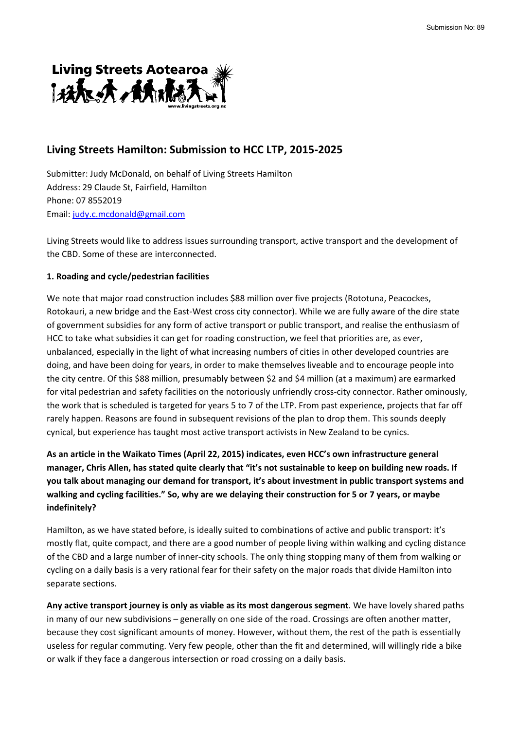Submission No: 89

Living Streets Aotearoa

www.livingstreets.org.nz

## Living Streets Hamilton: Submission to HCC LTP, 2015-2025

Submitter: Judy McDonald, on behalf of Living Streets Hamilton
Address: 29 Claude St, Fairfield, Hamilton
Phone: 07 8552019
Email: judy.c.mcdonald@gmail.com

Living Streets would like to address issues surrounding transport, active transport and the development of the CBD. Some of these are interconnected.

**1. Roading and cycle/pedestrian facilities**

We note that major road construction includes $88 million over five projects (Rototuna, Peacockes, Rotokauri, a new bridge and the East-West cross city connector). While we are fully aware of the dire state of government subsidies for any form of active transport or public transport, and realise the enthusiasm of HCC to take what subsidies it can get for roading construction, we feel that priorities are, as ever, unbalanced, especially in the light of what increasing numbers of cities in other developed countries are doing, and have been doing for years, in order to make themselves liveable and to encourage people into the city centre. Of this $88 million, presumably between $2 and $4 million (at a maximum) are earmarked for vital pedestrian and safety facilities on the notoriously unfriendly cross-city connector. Rather ominously, the work that is scheduled is targeted for years 5 to 7 of the LTP. From past experience, projects that far off rarely happen. Reasons are found in subsequent revisions of the plan to drop them. This sounds deeply cynical, but experience has taught most active transport activists in New Zealand to be cynics.

**As an article in the Waikato Times (April 22, 2015) indicates, even HCC's own infrastructure general manager, Chris Allen, has stated quite clearly that "it's not sustainable to keep on building new roads. If you talk about managing our demand for transport, it's about investment in public transport systems and walking and cycling facilities." So, why are we delaying their construction for 5 or 7 years, or maybe indefinitely?**

Hamilton, as we have stated before, is ideally suited to combinations of active and public transport: it's mostly flat, quite compact, and there are a good number of people living within walking and cycling distance of the CBD and a large number of inner-city schools. The only thing stopping many of them from walking or cycling on a daily basis is a very rational fear for their safety on the major roads that divide Hamilton into separate sections.

**Any active transport journey is only as viable as its most dangerous segment**. We have lovely shared paths in many of our new subdivisions – generally on one side of the road. Crossings are often another matter, because they cost significant amounts of money. However, without them, the rest of the path is essentially useless for regular commuting. Very few people, other than the fit and determined, will willingly ride a bike or walk if they face a dangerous intersection or road crossing on a daily basis.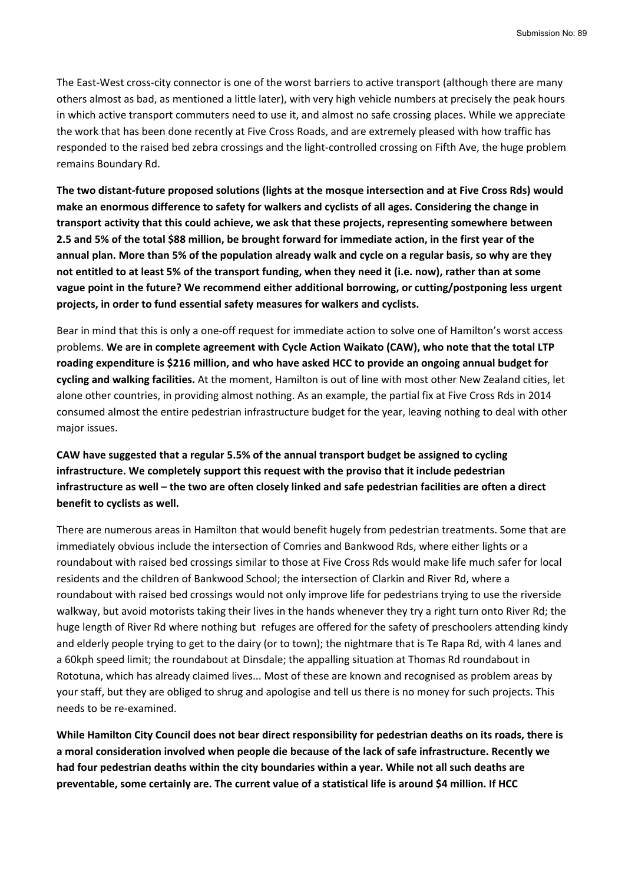The East-West cross-city connector is one of the worst barriers to active transport (although there are many others almost as bad, as mentioned a little later), with very high vehicle numbers at precisely the peak hours in which active transport commuters need to use it, and almost no safe crossing places. While we appreciate the work that has been done recently at Five Cross Roads, and are extremely pleased with how traffic has responded to the raised bed zebra crossings and the light-controlled crossing on Fifth Ave, the huge problem remains Boundary Rd.

**The two distant-future proposed solutions (lights at the mosque intersection and at Five Cross Rds) would make an enormous difference to safety for walkers and cyclists of all ages. Considering the change in transport activity that this could achieve, we ask that these projects, representing somewhere between 2.5 and 5% of the total $88 million, be brought forward for immediate action, in the first year of the annual plan. More than 5% of the population already walk and cycle on a regular basis, so why are they not entitled to at least 5% of the transport funding, when they need it (i.e. now), rather than at some vague point in the future? We recommend either additional borrowing, or cutting/postponing less urgent projects, in order to fund essential safety measures for walkers and cyclists.**

Bear in mind that this is only a one-off request for immediate action to solve one of Hamilton's worst access problems. **We are in complete agreement with Cycle Action Waikato (CAW), who note that the total LTP roading expenditure is $216 million, and who have asked HCC to provide an ongoing annual budget for cycling and walking facilities.** At the moment, Hamilton is out of line with most other New Zealand cities, let alone other countries, in providing almost nothing. As an example, the partial fix at Five Cross Rds in 2014 consumed almost the entire pedestrian infrastructure budget for the year, leaving nothing to deal with other major issues.

**CAW have suggested that a regular 5.5% of the annual transport budget be assigned to cycling infrastructure. We completely support this request with the proviso that it include pedestrian infrastructure as well – the two are often closely linked and safe pedestrian facilities are often a direct benefit to cyclists as well.**

There are numerous areas in Hamilton that would benefit hugely from pedestrian treatments. Some that are immediately obvious include the intersection of Comries and Bankwood Rds, where either lights or a roundabout with raised bed crossings similar to those at Five Cross Rds would make life much safer for local residents and the children of Bankwood School; the intersection of Clarkin and River Rd, where a roundabout with raised bed crossings would not only improve life for pedestrians trying to use the riverside walkway, but avoid motorists taking their lives in the hands whenever they try a right turn onto River Rd; the huge length of River Rd where nothing but refuges are offered for the safety of preschoolers attending kindy and elderly people trying to get to the dairy (or to town); the nightmare that is Te Rapa Rd, with 4 lanes and a 60kph speed limit; the roundabout at Dinsdale; the appalling situation at Thomas Rd roundabout in Rototuna, which has already claimed lives... Most of these are known and recognised as problem areas by your staff, but they are obliged to shrug and apologise and tell us there is no money for such projects. This needs to be re-examined.

**While Hamilton City Council does not bear direct responsibility for pedestrian deaths on its roads, there is a moral consideration involved when people die because of the lack of safe infrastructure. Recently we had four pedestrian deaths within the city boundaries within a year. While not all such deaths are preventable, some certainly are. The current value of a statistical life is around $4 million. If HCC**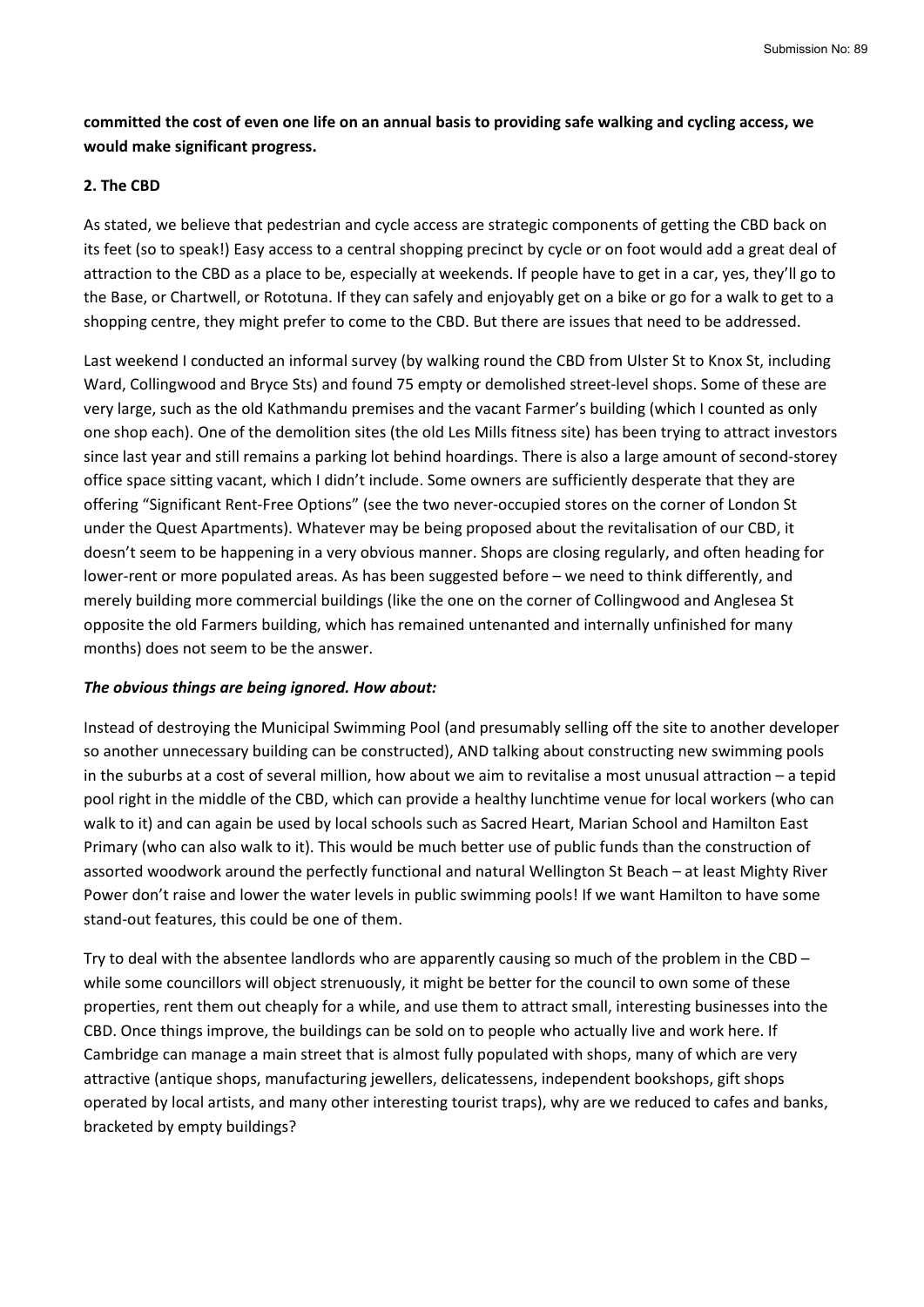**committed the cost of even one life on an annual basis to providing safe walking and cycling access, we would make significant progress.**

**2. The CBD**

As stated, we believe that pedestrian and cycle access are strategic components of getting the CBD back on its feet (so to speak!) Easy access to a central shopping precinct by cycle or on foot would add a great deal of attraction to the CBD as a place to be, especially at weekends. If people have to get in a car, yes, they'll go to the Base, or Chartwell, or Rototuna. If they can safely and enjoyably get on a bike or go for a walk to get to a shopping centre, they might prefer to come to the CBD. But there are issues that need to be addressed.

Last weekend I conducted an informal survey (by walking round the CBD from Ulster St to Knox St, including Ward, Collingwood and Bryce Sts) and found 75 empty or demolished street-level shops. Some of these are very large, such as the old Kathmandu premises and the vacant Farmer's building (which I counted as only one shop each). One of the demolition sites (the old Les Mills fitness site) has been trying to attract investors since last year and still remains a parking lot behind hoardings. There is also a large amount of second-storey office space sitting vacant, which I didn't include. Some owners are sufficiently desperate that they are offering "Significant Rent-Free Options" (see the two never-occupied stores on the corner of London St under the Quest Apartments). Whatever may be being proposed about the revitalisation of our CBD, it doesn't seem to be happening in a very obvious manner. Shops are closing regularly, and often heading for lower-rent or more populated areas. As has been suggested before – we need to think differently, and merely building more commercial buildings (like the one on the corner of Collingwood and Anglesea St opposite the old Farmers building, which has remained untenanted and internally unfinished for many months) does not seem to be the answer.

***The obvious things are being ignored. How about:***

Instead of destroying the Municipal Swimming Pool (and presumably selling off the site to another developer so another unnecessary building can be constructed), AND talking about constructing new swimming pools in the suburbs at a cost of several million, how about we aim to revitalise a most unusual attraction – a tepid pool right in the middle of the CBD, which can provide a healthy lunchtime venue for local workers (who can walk to it) and can again be used by local schools such as Sacred Heart, Marian School and Hamilton East Primary (who can also walk to it). This would be much better use of public funds than the construction of assorted woodwork around the perfectly functional and natural Wellington St Beach – at least Mighty River Power don't raise and lower the water levels in public swimming pools! If we want Hamilton to have some stand-out features, this could be one of them.

Try to deal with the absentee landlords who are apparently causing so much of the problem in the CBD – while some councillors will object strenuously, it might be better for the council to own some of these properties, rent them out cheaply for a while, and use them to attract small, interesting businesses into the CBD. Once things improve, the buildings can be sold on to people who actually live and work here. If Cambridge can manage a main street that is almost fully populated with shops, many of which are very attractive (antique shops, manufacturing jewellers, delicatessens, independent bookshops, gift shops operated by local artists, and many other interesting tourist traps), why are we reduced to cafes and banks, bracketed by empty buildings?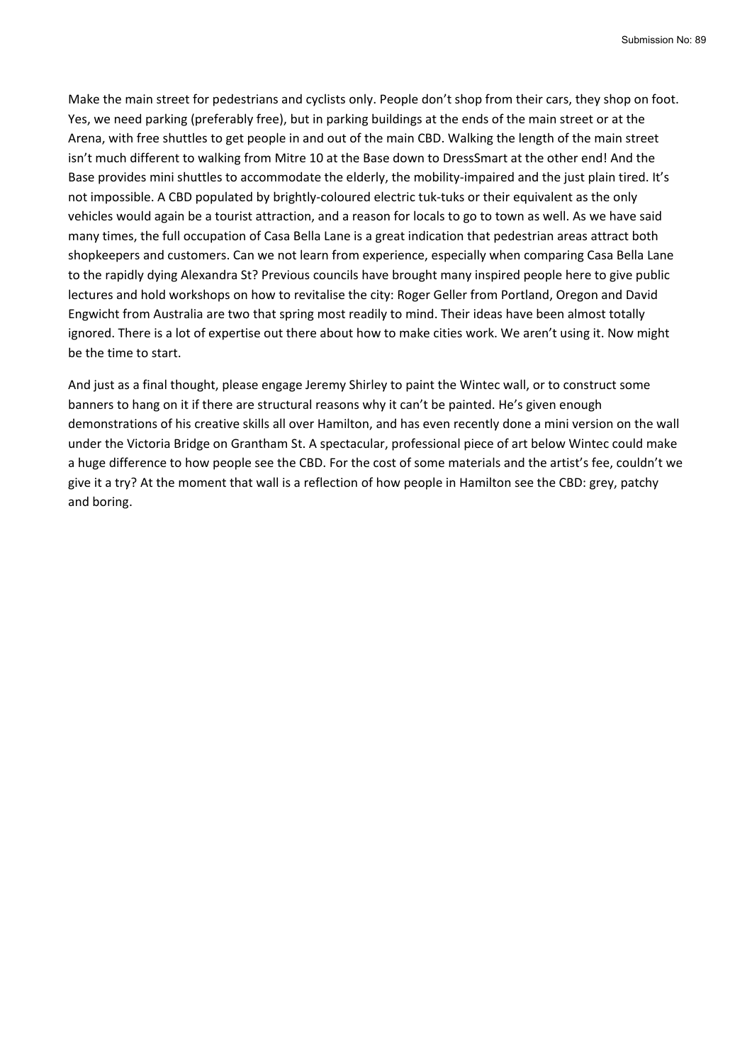Make the main street for pedestrians and cyclists only. People don't shop from their cars, they shop on foot. Yes, we need parking (preferably free), but in parking buildings at the ends of the main street or at the Arena, with free shuttles to get people in and out of the main CBD. Walking the length of the main street isn't much different to walking from Mitre 10 at the Base down to DressSmart at the other end! And the Base provides mini shuttles to accommodate the elderly, the mobility-impaired and the just plain tired. It's not impossible. A CBD populated by brightly-coloured electric tuk-tuks or their equivalent as the only vehicles would again be a tourist attraction, and a reason for locals to go to town as well. As we have said many times, the full occupation of Casa Bella Lane is a great indication that pedestrian areas attract both shopkeepers and customers. Can we not learn from experience, especially when comparing Casa Bella Lane to the rapidly dying Alexandra St? Previous councils have brought many inspired people here to give public lectures and hold workshops on how to revitalise the city: Roger Geller from Portland, Oregon and David Engwicht from Australia are two that spring most readily to mind. Their ideas have been almost totally ignored. There is a lot of expertise out there about how to make cities work. We aren't using it. Now might be the time to start.

And just as a final thought, please engage Jeremy Shirley to paint the Wintec wall, or to construct some banners to hang on it if there are structural reasons why it can't be painted. He's given enough demonstrations of his creative skills all over Hamilton, and has even recently done a mini version on the wall under the Victoria Bridge on Grantham St. A spectacular, professional piece of art below Wintec could make a huge difference to how people see the CBD. For the cost of some materials and the artist's fee, couldn't we give it a try? At the moment that wall is a reflection of how people in Hamilton see the CBD: grey, patchy and boring.